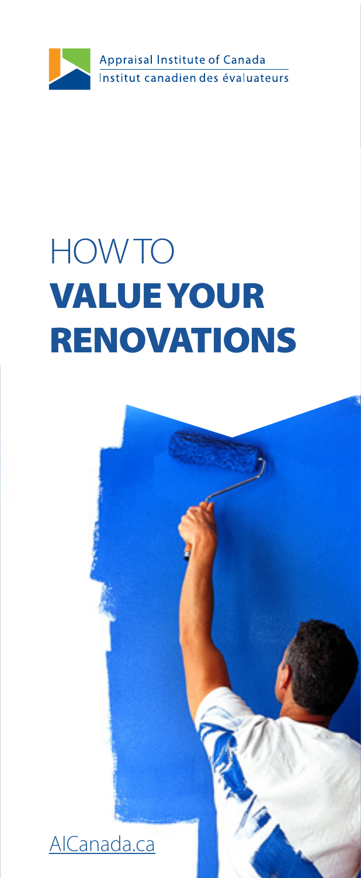Appraisal Institute of Canada

Institut canadien des évaluateurs

# HOW TO **VALUE YOUR RENOVATIONS**

AICanada.ca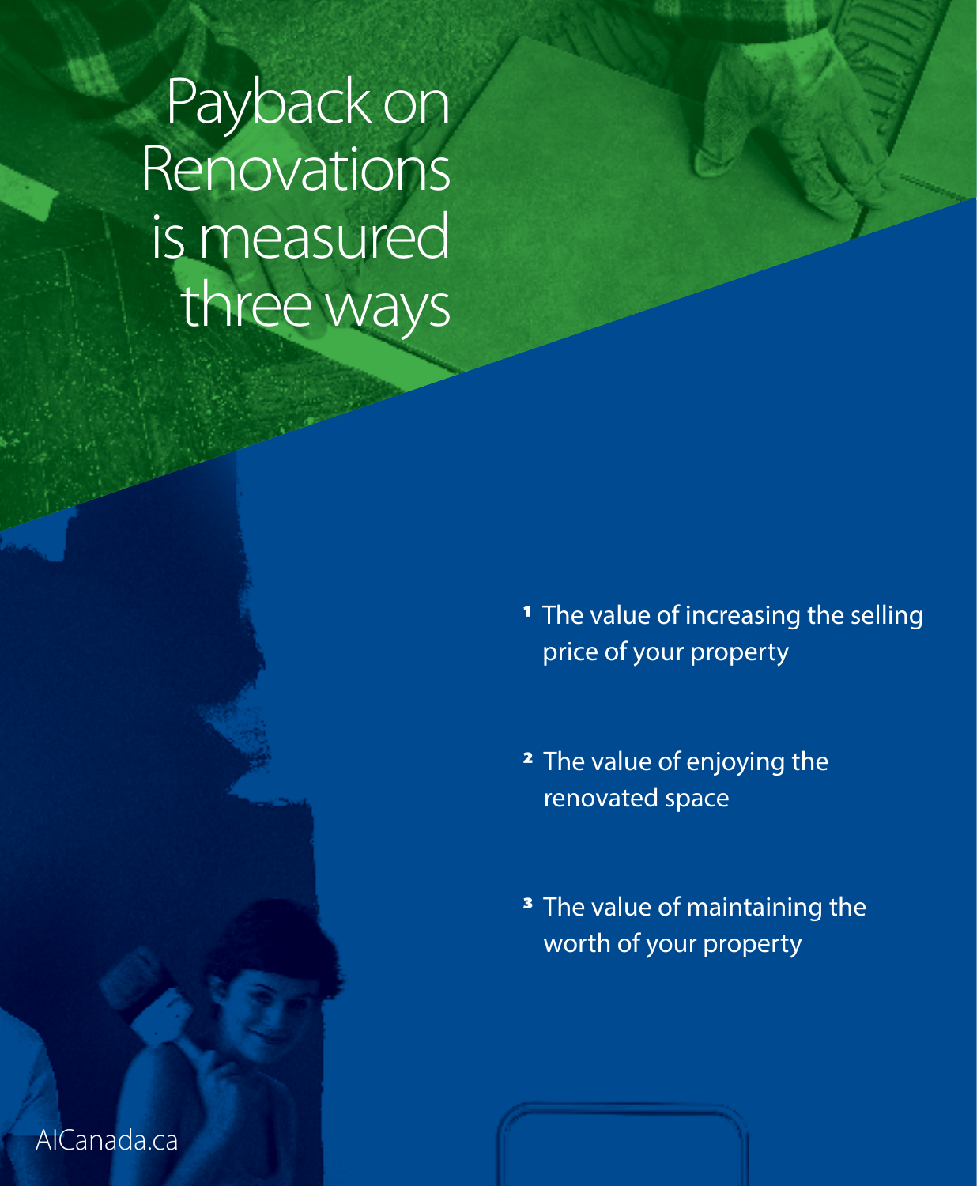# Payback on Renovations is measured three ways

1. The value of increasing the selling price of your property
2. The value of enjoying the renovated space
3. The value of maintaining the worth of your property

AICanada.ca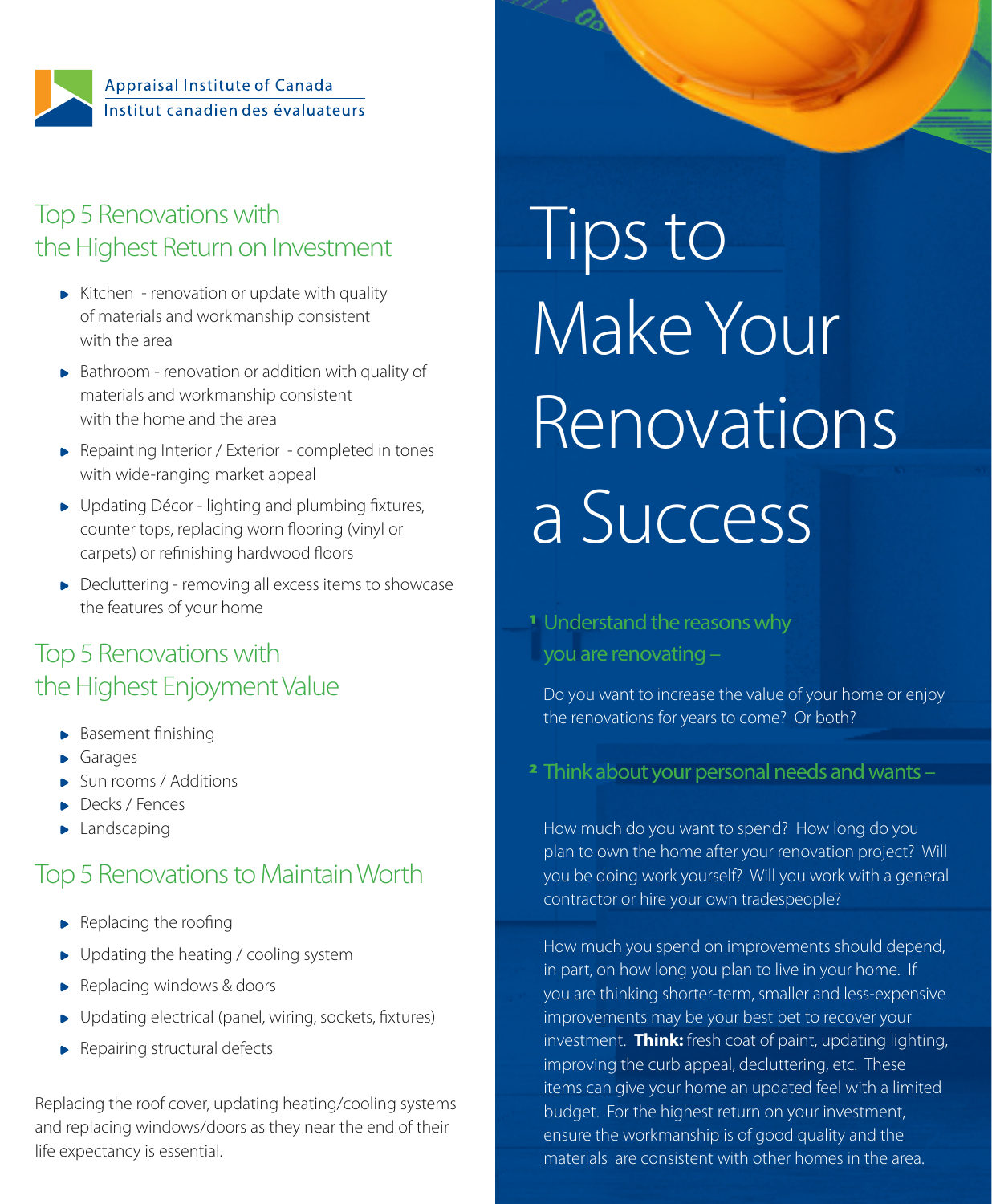Appraisal Institute of Canada
Institut canadien des évaluateurs

## Top 5 Renovations with the Highest Return on Investment

- Kitchen - renovation or update with quality of materials and workmanship consistent with the area
- Bathroom - renovation or addition with quality of materials and workmanship consistent with the home and the area
- Repainting Interior / Exterior - completed in tones with wide-ranging market appeal
- Updating Décor - lighting and plumbing fixtures, counter tops, replacing worn flooring (vinyl or carpets) or refinishing hardwood floors
- Decluttering - removing all excess items to showcase the features of your home

## Top 5 Renovations with the Highest Enjoyment Value

- Basement finishing
- Garages
- Sun rooms / Additions
- Decks / Fences
- Landscaping

## Top 5 Renovations to Maintain Worth

- Replacing the roofing
- Updating the heating / cooling system
- Replacing windows & doors
- Updating electrical (panel, wiring, sockets, fixtures)
- Repairing structural defects

Replacing the roof cover, updating heating/cooling systems and replacing windows/doors as they near the end of their life expectancy is essential.

# Tips to Make Your Renovations a Success

### 1 Understand the reasons why you are renovating –

Do you want to increase the value of your home or enjoy the renovations for years to come? Or both?

### 2 Think about your personal needs and wants –

How much do you want to spend? How long do you plan to own the home after your renovation project? Will you be doing work yourself? Will you work with a general contractor or hire your own tradespeople?

How much you spend on improvements should depend, in part, on how long you plan to live in your home. If you are thinking shorter-term, smaller and less-expensive improvements may be your best bet to recover your investment. **Think:** fresh coat of paint, updating lighting, improving the curb appeal, decluttering, etc. These items can give your home an updated feel with a limited budget. For the highest return on your investment, ensure the workmanship is of good quality and the materials are consistent with other homes in the area.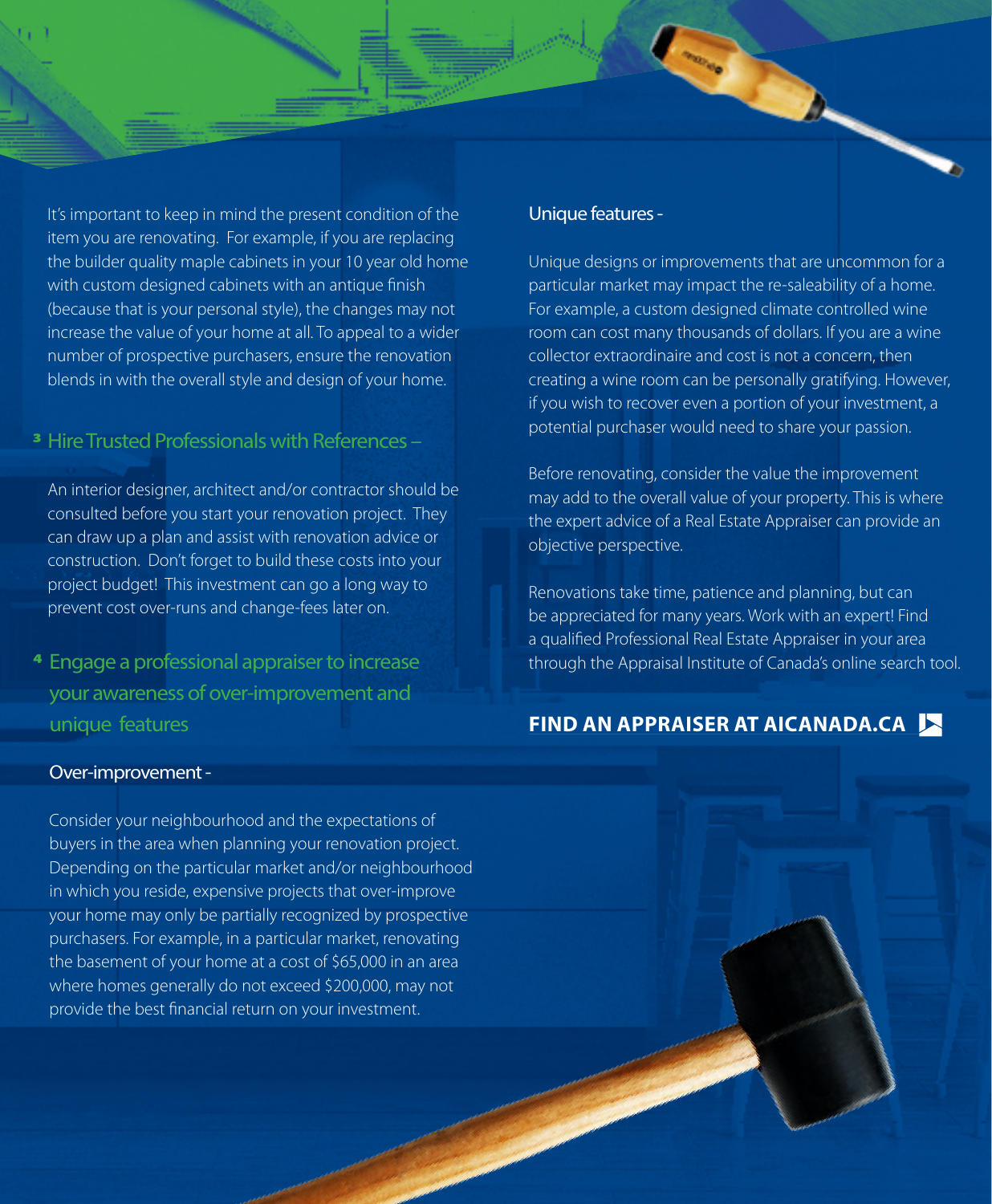It's important to keep in mind the present condition of the item you are renovating. For example, if you are replacing the builder quality maple cabinets in your 10 year old home with custom designed cabinets with an antique finish (because that is your personal style), the changes may not increase the value of your home at all. To appeal to a wider number of prospective purchasers, ensure the renovation blends in with the overall style and design of your home.

## 3 Hire Trusted Professionals with References –

An interior designer, architect and/or contractor should be consulted before you start your renovation project. They can draw up a plan and assist with renovation advice or construction. Don't forget to build these costs into your project budget! This investment can go a long way to prevent cost over-runs and change-fees later on.

## 4 Engage a professional appraiser to increase your awareness of over-improvement and unique features

### Over-improvement -

Consider your neighbourhood and the expectations of buyers in the area when planning your renovation project. Depending on the particular market and/or neighbourhood in which you reside, expensive projects that over-improve your home may only be partially recognized by prospective purchasers. For example, in a particular market, renovating the basement of your home at a cost of $65,000 in an area where homes generally do not exceed $200,000, may not provide the best financial return on your investment.

### Unique features -

Unique designs or improvements that are uncommon for a particular market may impact the re-saleability of a home. For example, a custom designed climate controlled wine room can cost many thousands of dollars. If you are a wine collector extraordinaire and cost is not a concern, then creating a wine room can be personally gratifying. However, if you wish to recover even a portion of your investment, a potential purchaser would need to share your passion.

Before renovating, consider the value the improvement may add to the overall value of your property. This is where the expert advice of a Real Estate Appraiser can provide an objective perspective.

Renovations take time, patience and planning, but can be appreciated for many years. Work with an expert! Find a qualified Professional Real Estate Appraiser in your area through the Appraisal Institute of Canada's online search tool.

**FIND AN APPRAISER AT AICANADA.CA**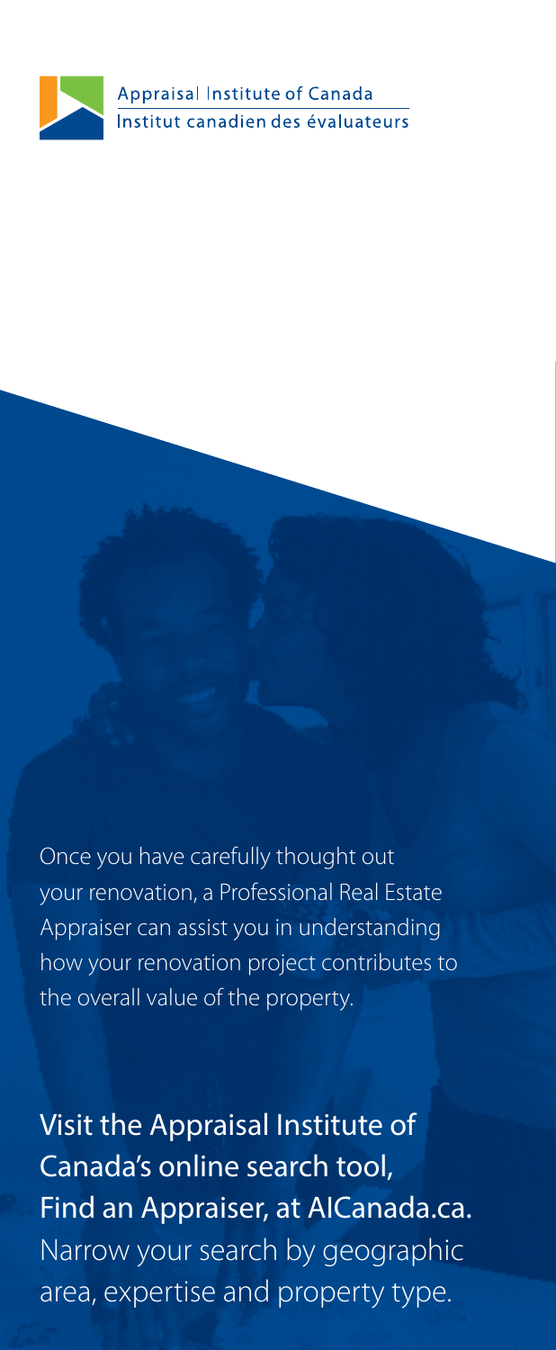Appraisal Institute of Canada
Institut canadien des évaluateurs

Once you have carefully thought out your renovation, a Professional Real Estate Appraiser can assist you in understanding how your renovation project contributes to the overall value of the property.

Visit the Appraisal Institute of Canada's online search tool, Find an Appraiser, at AICanada.ca. Narrow your search by geographic area, expertise and property type.